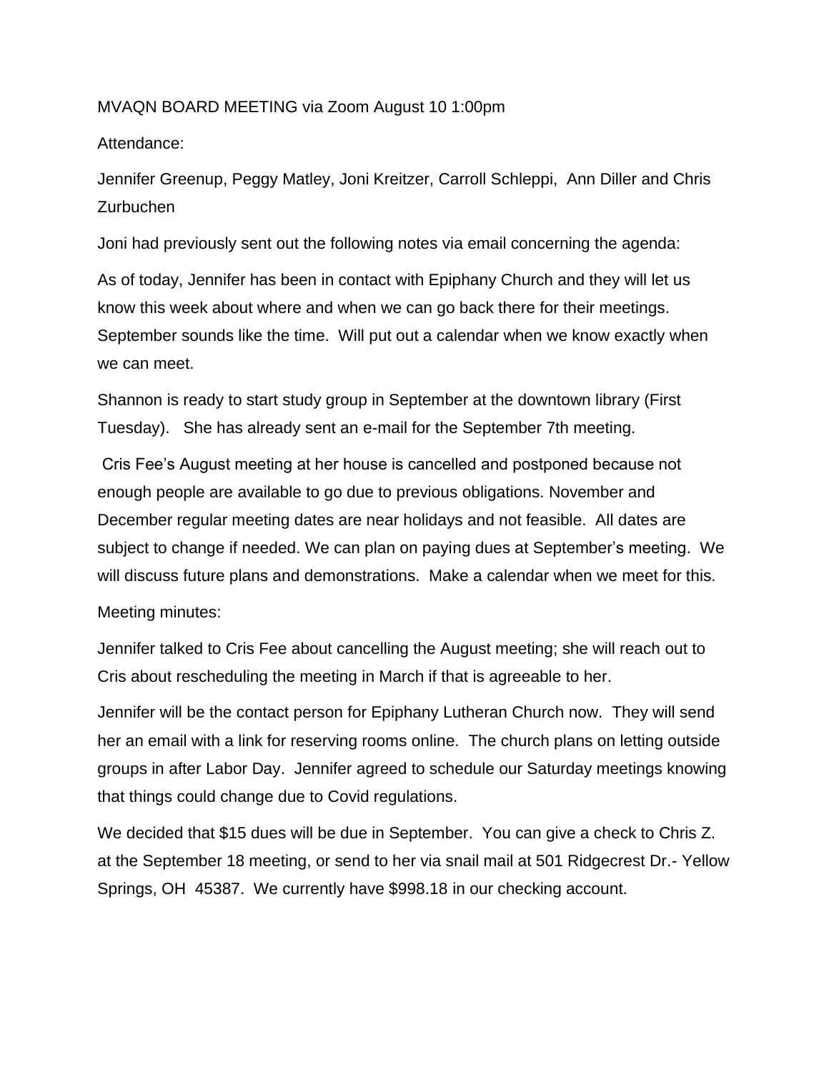MVAQN BOARD MEETING via Zoom August 10 1:00pm

Attendance:

Jennifer Greenup, Peggy Matley, Joni Kreitzer, Carroll Schleppi, Ann Diller and Chris Zurbuchen

Joni had previously sent out the following notes via email concerning the agenda:

As of today, Jennifer has been in contact with Epiphany Church and they will let us know this week about where and when we can go back there for their meetings. September sounds like the time. Will put out a calendar when we know exactly when we can meet.

Shannon is ready to start study group in September at the downtown library (First Tuesday). She has already sent an e-mail for the September 7th meeting.

Cris Fee's August meeting at her house is cancelled and postponed because not enough people are available to go due to previous obligations. November and December regular meeting dates are near holidays and not feasible. All dates are subject to change if needed. We can plan on paying dues at September's meeting. We will discuss future plans and demonstrations. Make a calendar when we meet for this.

Meeting minutes:

Jennifer talked to Cris Fee about cancelling the August meeting; she will reach out to Cris about rescheduling the meeting in March if that is agreeable to her.

Jennifer will be the contact person for Epiphany Lutheran Church now. They will send her an email with a link for reserving rooms online. The church plans on letting outside groups in after Labor Day. Jennifer agreed to schedule our Saturday meetings knowing that things could change due to Covid regulations.

We decided that $15 dues will be due in September. You can give a check to Chris Z. at the September 18 meeting, or send to her via snail mail at 501 Ridgecrest Dr.- Yellow Springs, OH 45387. We currently have $998.18 in our checking account.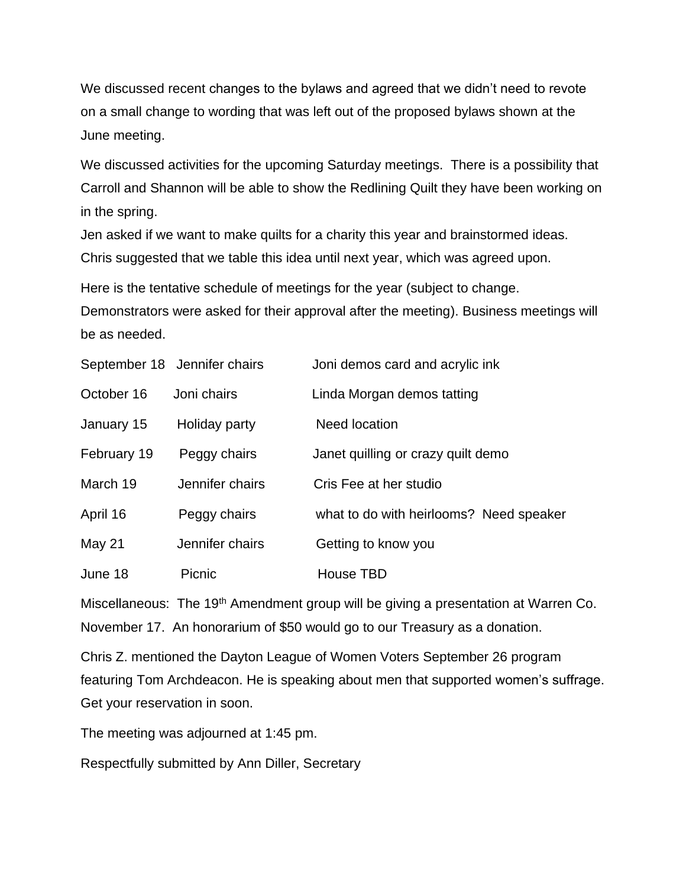We discussed recent changes to the bylaws and agreed that we didn't need to revote on a small change to wording that was left out of the proposed bylaws shown at the June meeting.

We discussed activities for the upcoming Saturday meetings. There is a possibility that Carroll and Shannon will be able to show the Redlining Quilt they have been working on in the spring.

Jen asked if we want to make quilts for a charity this year and brainstormed ideas. Chris suggested that we table this idea until next year, which was agreed upon.

Here is the tentative schedule of meetings for the year (subject to change. Demonstrators were asked for their approval after the meeting). Business meetings will be as needed.

| | | |
|---|---|---|
| September 18 | Jennifer chairs | Joni demos card and acrylic ink |
| October 16 | Joni chairs | Linda Morgan demos tatting |
| January 15 | Holiday party | Need location |
| February 19 | Peggy chairs | Janet quilling or crazy quilt demo |
| March 19 | Jennifer chairs | Cris Fee at her studio |
| April 16 | Peggy chairs | what to do with heirlooms? Need speaker |
| May 21 | Jennifer chairs | Getting to know you |
| June 18 | Picnic | House TBD |

Miscellaneous: The 19th Amendment group will be giving a presentation at Warren Co. November 17. An honorarium of $50 would go to our Treasury as a donation.

Chris Z. mentioned the Dayton League of Women Voters September 26 program featuring Tom Archdeacon. He is speaking about men that supported women's suffrage. Get your reservation in soon.

The meeting was adjourned at 1:45 pm.

Respectfully submitted by Ann Diller, Secretary